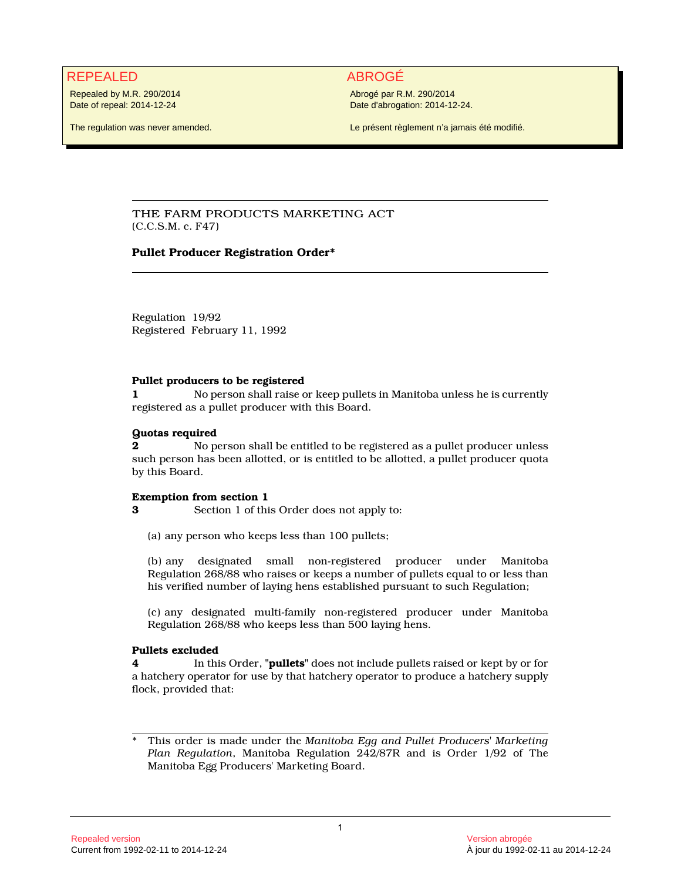REPEALED

Repealed by M.R. 290/2014
Date of repeal: 2014-12-24

The regulation was never amended.

ABROGÉ

Abrogé par R.M. 290/2014
Date d'abrogation: 2014-12-24.

Le présent règlement n'a jamais été modifié.

THE FARM PRODUCTS MARKETING ACT
(C.C.S.M. c. F47)

**Pullet Producer Registration Order***

Regulation 19/92
Registered February 11, 1992

**Pullet producers to be registered**
**1** No person shall raise or keep pullets in Manitoba unless he is currently registered as a pullet producer with this Board.

**Quotas required**
**2** No person shall be entitled to be registered as a pullet producer unless such person has been allotted, or is entitled to be allotted, a pullet producer quota by this Board.

**Exemption from section 1**
**3** Section 1 of this Order does not apply to:

(a) any person who keeps less than 100 pullets;

(b) any designated small non-registered producer under Manitoba Regulation 268/88 who raises or keeps a number of pullets equal to or less than his verified number of laying hens established pursuant to such Regulation;

(c) any designated multi-family non-registered producer under Manitoba Regulation 268/88 who keeps less than 500 laying hens.

**Pullets excluded**
**4** In this Order, "**pullets**" does not include pullets raised or kept by or for a hatchery operator for use by that hatchery operator to produce a hatchery supply flock, provided that:

---

\* This order is made under the *Manitoba Egg and Pullet Producers' Marketing Plan Regulation*, Manitoba Regulation 242/87R and is Order 1/92 of The Manitoba Egg Producers' Marketing Board.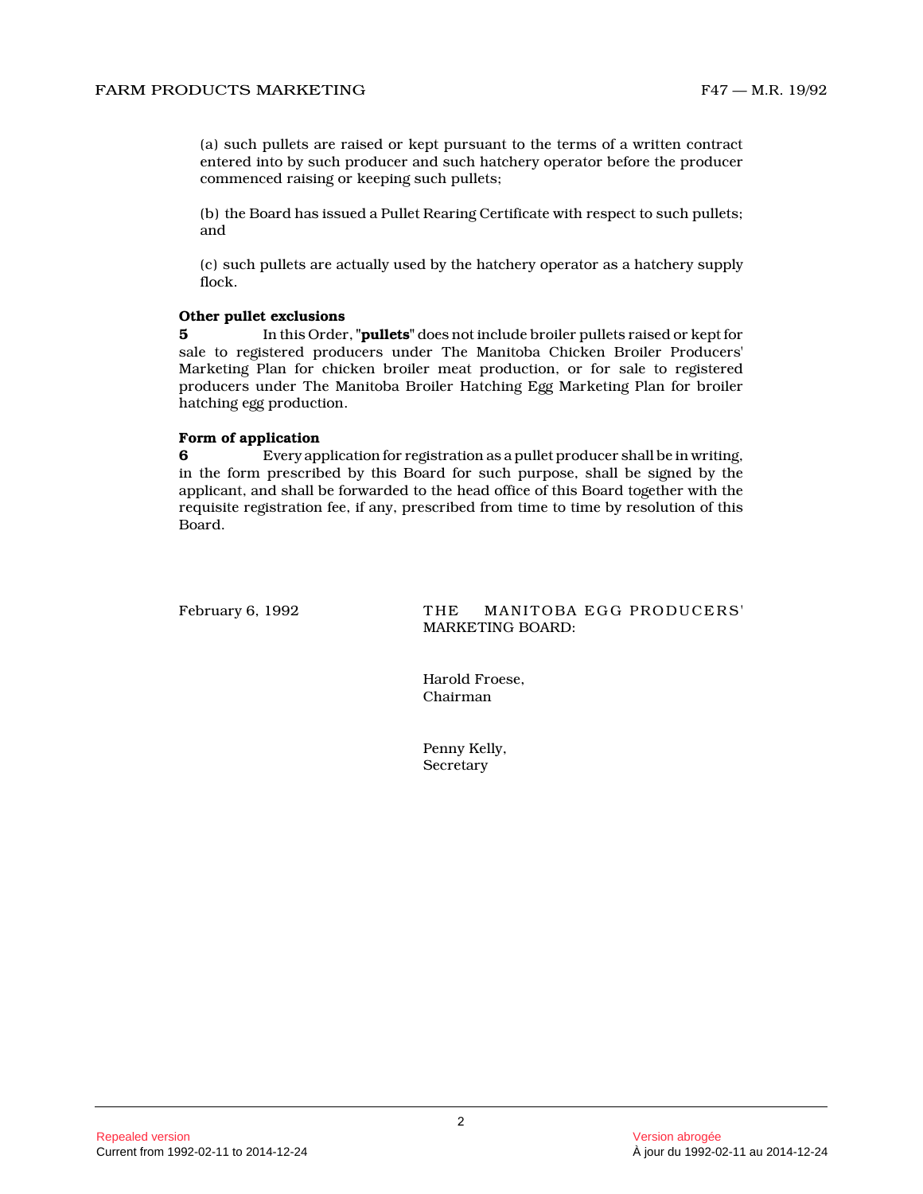(a) such pullets are raised or kept pursuant to the terms of a written contract entered into by such producer and such hatchery operator before the producer commenced raising or keeping such pullets;

(b) the Board has issued a Pullet Rearing Certificate with respect to such pullets; and

(c) such pullets are actually used by the hatchery operator as a hatchery supply flock.

**Other pullet exclusions**

**5** In this Order, "**pullets**" does not include broiler pullets raised or kept for sale to registered producers under The Manitoba Chicken Broiler Producers' Marketing Plan for chicken broiler meat production, or for sale to registered producers under The Manitoba Broiler Hatching Egg Marketing Plan for broiler hatching egg production.

**Form of application**

**6** Every application for registration as a pullet producer shall be in writing, in the form prescribed by this Board for such purpose, shall be signed by the applicant, and shall be forwarded to the head office of this Board together with the requisite registration fee, if any, prescribed from time to time by resolution of this Board.

February 6, 1992

THE MANITOBA EGG PRODUCERS' MARKETING BOARD:

Harold Froese,
Chairman

Penny Kelly,
Secretary